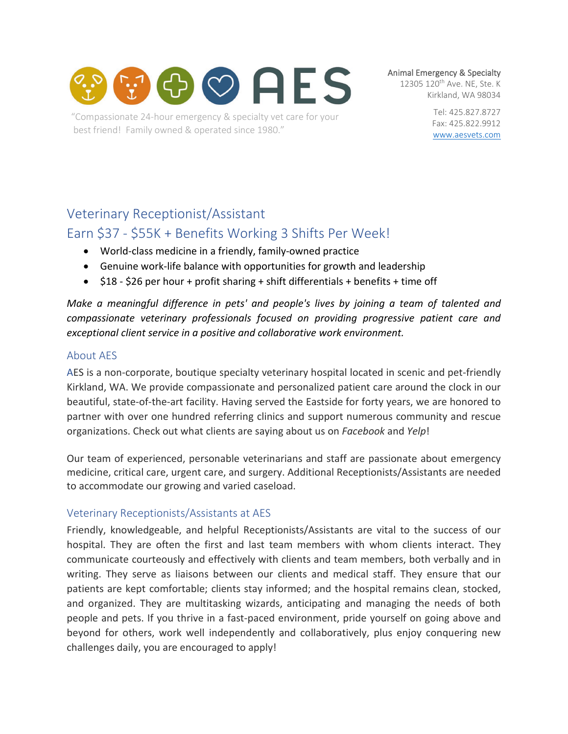# AES

"Compassionate 24-hour emergency & specialty vet care for your best friend! Family owned & operated since 1980."

Animal Emergency & Specialty
12305 120th Ave. NE, Ste. K
Kirkland, WA 98034

Tel: 425.827.8727
Fax: 425.822.9912
www.aesvets.com

## Veterinary Receptionist/Assistant

## Earn $37 - $55K + Benefits Working 3 Shifts Per Week!

- World-class medicine in a friendly, family-owned practice
- Genuine work-life balance with opportunities for growth and leadership
- $18 - $26 per hour + profit sharing + shift differentials + benefits + time off

*Make a meaningful difference in pets' and people's lives by joining a team of talented and compassionate veterinary professionals focused on providing progressive patient care and exceptional client service in a positive and collaborative work environment.*

### About AES

AES is a non-corporate, boutique specialty veterinary hospital located in scenic and pet-friendly Kirkland, WA. We provide compassionate and personalized patient care around the clock in our beautiful, state-of-the-art facility. Having served the Eastside for forty years, we are honored to partner with over one hundred referring clinics and support numerous community and rescue organizations. Check out what clients are saying about us on *Facebook* and *Yelp*!

Our team of experienced, personable veterinarians and staff are passionate about emergency medicine, critical care, urgent care, and surgery. Additional Receptionists/Assistants are needed to accommodate our growing and varied caseload.

### Veterinary Receptionists/Assistants at AES

Friendly, knowledgeable, and helpful Receptionists/Assistants are vital to the success of our hospital. They are often the first and last team members with whom clients interact. They communicate courteously and effectively with clients and team members, both verbally and in writing. They serve as liaisons between our clients and medical staff. They ensure that our patients are kept comfortable; clients stay informed; and the hospital remains clean, stocked, and organized. They are multitasking wizards, anticipating and managing the needs of both people and pets. If you thrive in a fast-paced environment, pride yourself on going above and beyond for others, work well independently and collaboratively, plus enjoy conquering new challenges daily, you are encouraged to apply!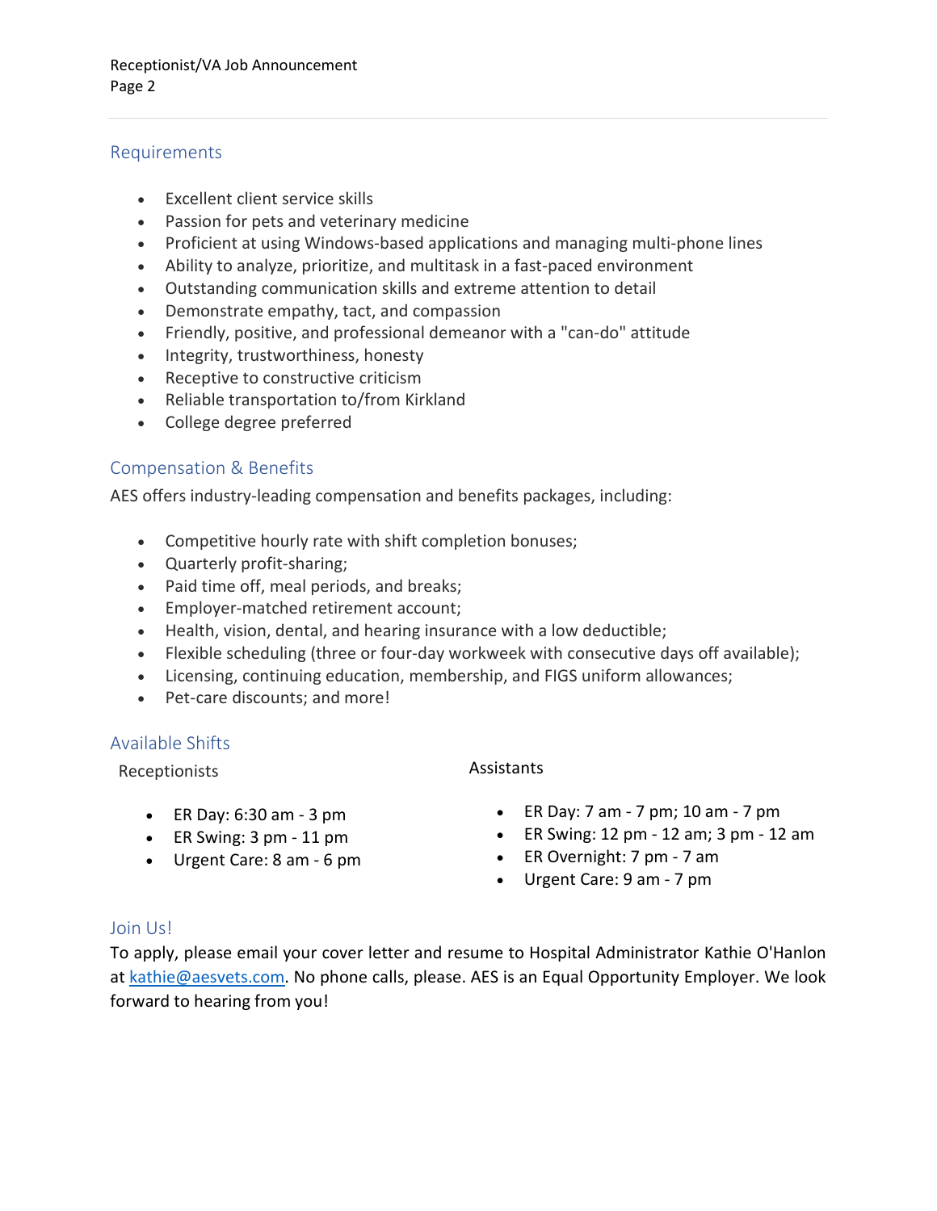## Requirements

- Excellent client service skills
- Passion for pets and veterinary medicine
- Proficient at using Windows-based applications and managing multi-phone lines
- Ability to analyze, prioritize, and multitask in a fast-paced environment
- Outstanding communication skills and extreme attention to detail
- Demonstrate empathy, tact, and compassion
- Friendly, positive, and professional demeanor with a "can-do" attitude
- Integrity, trustworthiness, honesty
- Receptive to constructive criticism
- Reliable transportation to/from Kirkland
- College degree preferred

## Compensation & Benefits

AES offers industry-leading compensation and benefits packages, including:

- Competitive hourly rate with shift completion bonuses;
- Quarterly profit-sharing;
- Paid time off, meal periods, and breaks;
- Employer-matched retirement account;
- Health, vision, dental, and hearing insurance with a low deductible;
- Flexible scheduling (three or four-day workweek with consecutive days off available);
- Licensing, continuing education, membership, and FIGS uniform allowances;
- Pet-care discounts; and more!

## Available Shifts

Receptionists

- ER Day: 6:30 am - 3 pm
- ER Swing: 3 pm - 11 pm
- Urgent Care: 8 am - 6 pm

Assistants

- ER Day: 7 am - 7 pm; 10 am - 7 pm
- ER Swing: 12 pm - 12 am; 3 pm - 12 am
- ER Overnight: 7 pm - 7 am
- Urgent Care: 9 am - 7 pm

## Join Us!

To apply, please email your cover letter and resume to Hospital Administrator Kathie O'Hanlon at [kathie@aesvets.com](mailto:kathie@aesvets.com). No phone calls, please. AES is an Equal Opportunity Employer. We look forward to hearing from you!